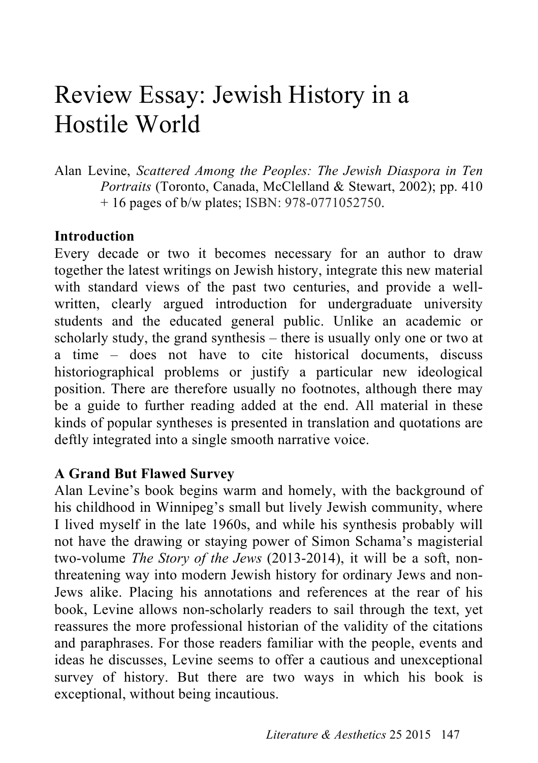# Review Essay: Jewish History in a Hostile World

Alan Levine, *Scattered Among the Peoples: The Jewish Diaspora in Ten Portraits* (Toronto, Canada, McClelland & Stewart, 2002); pp. 410 + 16 pages of b/w plates; ISBN: 978-0771052750.

**Introduction**

Every decade or two it becomes necessary for an author to draw together the latest writings on Jewish history, integrate this new material with standard views of the past two centuries, and provide a well-written, clearly argued introduction for undergraduate university students and the educated general public. Unlike an academic or scholarly study, the grand synthesis – there is usually only one or two at a time – does not have to cite historical documents, discuss historiographical problems or justify a particular new ideological position. There are therefore usually no footnotes, although there may be a guide to further reading added at the end. All material in these kinds of popular syntheses is presented in translation and quotations are deftly integrated into a single smooth narrative voice.

**A Grand But Flawed Survey**

Alan Levine's book begins warm and homely, with the background of his childhood in Winnipeg's small but lively Jewish community, where I lived myself in the late 1960s, and while his synthesis probably will not have the drawing or staying power of Simon Schama's magisterial two-volume *The Story of the Jews* (2013-2014), it will be a soft, non-threatening way into modern Jewish history for ordinary Jews and non-Jews alike. Placing his annotations and references at the rear of his book, Levine allows non-scholarly readers to sail through the text, yet reassures the more professional historian of the validity of the citations and paraphrases. For those readers familiar with the people, events and ideas he discusses, Levine seems to offer a cautious and unexceptional survey of history. But there are two ways in which his book is exceptional, without being incautious.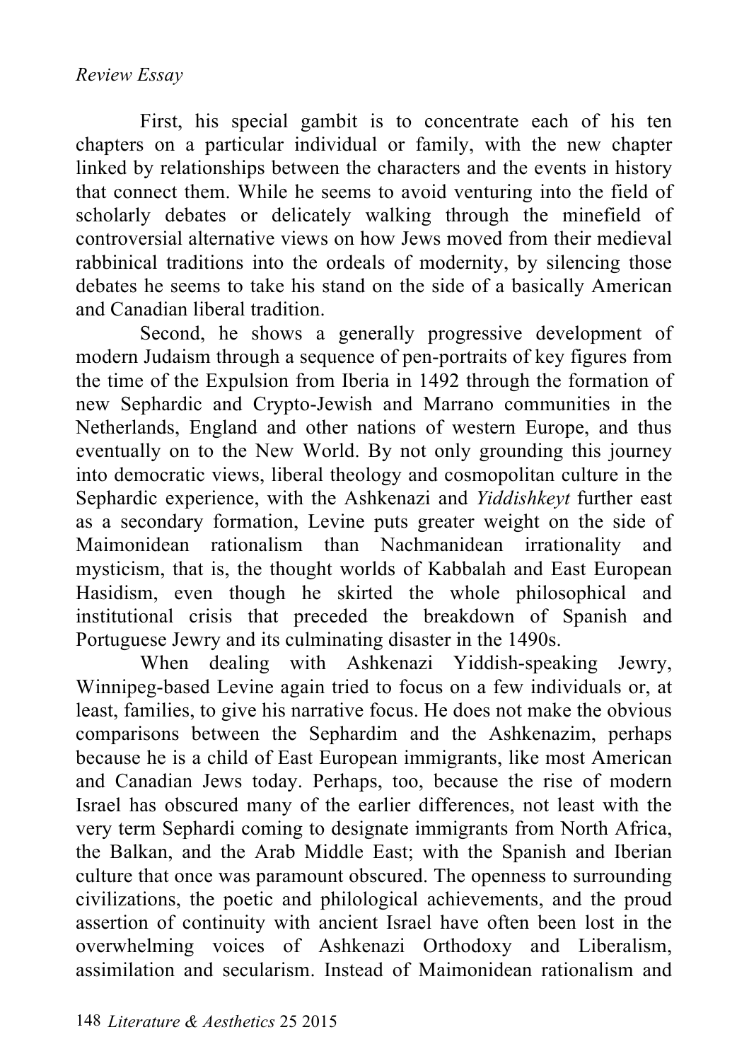First, his special gambit is to concentrate each of his ten chapters on a particular individual or family, with the new chapter linked by relationships between the characters and the events in history that connect them. While he seems to avoid venturing into the field of scholarly debates or delicately walking through the minefield of controversial alternative views on how Jews moved from their medieval rabbinical traditions into the ordeals of modernity, by silencing those debates he seems to take his stand on the side of a basically American and Canadian liberal tradition.

Second, he shows a generally progressive development of modern Judaism through a sequence of pen-portraits of key figures from the time of the Expulsion from Iberia in 1492 through the formation of new Sephardic and Crypto-Jewish and Marrano communities in the Netherlands, England and other nations of western Europe, and thus eventually on to the New World. By not only grounding this journey into democratic views, liberal theology and cosmopolitan culture in the Sephardic experience, with the Ashkenazi and *Yiddishkeyt* further east as a secondary formation, Levine puts greater weight on the side of Maimonidean rationalism than Nachmanidean irrationality and mysticism, that is, the thought worlds of Kabbalah and East European Hasidism, even though he skirted the whole philosophical and institutional crisis that preceded the breakdown of Spanish and Portuguese Jewry and its culminating disaster in the 1490s.

When dealing with Ashkenazi Yiddish-speaking Jewry, Winnipeg-based Levine again tried to focus on a few individuals or, at least, families, to give his narrative focus. He does not make the obvious comparisons between the Sephardim and the Ashkenazim, perhaps because he is a child of East European immigrants, like most American and Canadian Jews today. Perhaps, too, because the rise of modern Israel has obscured many of the earlier differences, not least with the very term Sephardi coming to designate immigrants from North Africa, the Balkan, and the Arab Middle East; with the Spanish and Iberian culture that once was paramount obscured. The openness to surrounding civilizations, the poetic and philological achievements, and the proud assertion of continuity with ancient Israel have often been lost in the overwhelming voices of Ashkenazi Orthodoxy and Liberalism, assimilation and secularism. Instead of Maimonidean rationalism and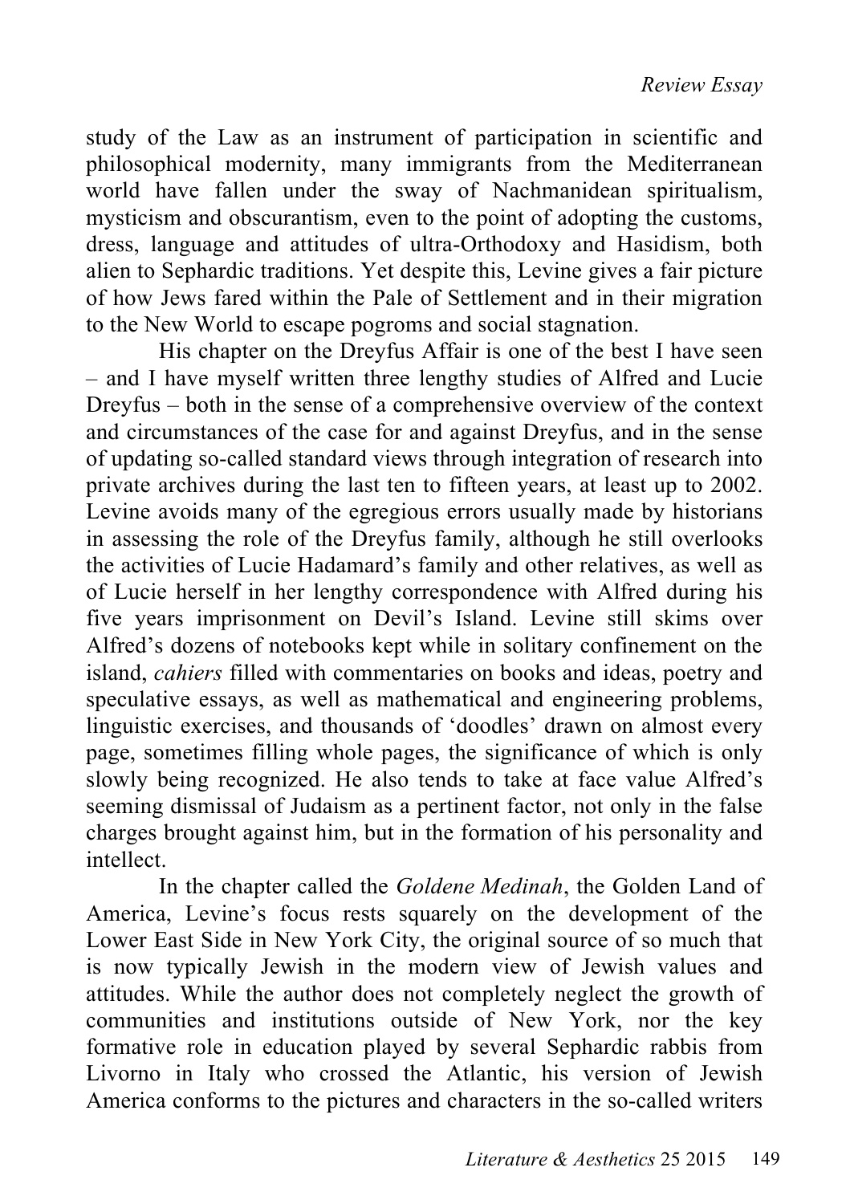study of the Law as an instrument of participation in scientific and philosophical modernity, many immigrants from the Mediterranean world have fallen under the sway of Nachmanidean spiritualism, mysticism and obscurantism, even to the point of adopting the customs, dress, language and attitudes of ultra-Orthodoxy and Hasidism, both alien to Sephardic traditions. Yet despite this, Levine gives a fair picture of how Jews fared within the Pale of Settlement and in their migration to the New World to escape pogroms and social stagnation.

His chapter on the Dreyfus Affair is one of the best I have seen – and I have myself written three lengthy studies of Alfred and Lucie Dreyfus – both in the sense of a comprehensive overview of the context and circumstances of the case for and against Dreyfus, and in the sense of updating so-called standard views through integration of research into private archives during the last ten to fifteen years, at least up to 2002. Levine avoids many of the egregious errors usually made by historians in assessing the role of the Dreyfus family, although he still overlooks the activities of Lucie Hadamard's family and other relatives, as well as of Lucie herself in her lengthy correspondence with Alfred during his five years imprisonment on Devil's Island. Levine still skims over Alfred's dozens of notebooks kept while in solitary confinement on the island, *cahiers* filled with commentaries on books and ideas, poetry and speculative essays, as well as mathematical and engineering problems, linguistic exercises, and thousands of 'doodles' drawn on almost every page, sometimes filling whole pages, the significance of which is only slowly being recognized. He also tends to take at face value Alfred's seeming dismissal of Judaism as a pertinent factor, not only in the false charges brought against him, but in the formation of his personality and intellect.

In the chapter called the *Goldene Medinah*, the Golden Land of America, Levine's focus rests squarely on the development of the Lower East Side in New York City, the original source of so much that is now typically Jewish in the modern view of Jewish values and attitudes. While the author does not completely neglect the growth of communities and institutions outside of New York, nor the key formative role in education played by several Sephardic rabbis from Livorno in Italy who crossed the Atlantic, his version of Jewish America conforms to the pictures and characters in the so-called writers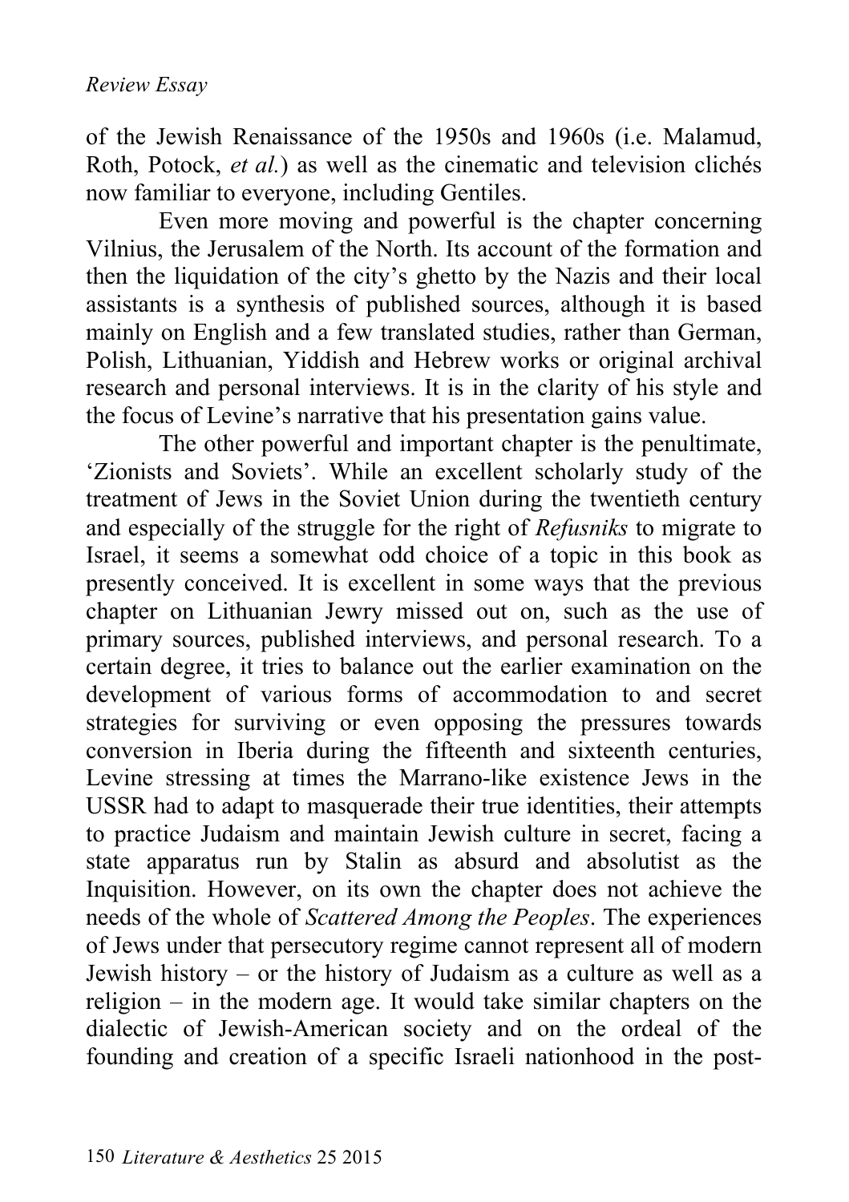of the Jewish Renaissance of the 1950s and 1960s (i.e. Malamud, Roth, Potock, *et al.*) as well as the cinematic and television clichés now familiar to everyone, including Gentiles.

Even more moving and powerful is the chapter concerning Vilnius, the Jerusalem of the North. Its account of the formation and then the liquidation of the city's ghetto by the Nazis and their local assistants is a synthesis of published sources, although it is based mainly on English and a few translated studies, rather than German, Polish, Lithuanian, Yiddish and Hebrew works or original archival research and personal interviews. It is in the clarity of his style and the focus of Levine's narrative that his presentation gains value.

The other powerful and important chapter is the penultimate, 'Zionists and Soviets'. While an excellent scholarly study of the treatment of Jews in the Soviet Union during the twentieth century and especially of the struggle for the right of *Refusniks* to migrate to Israel, it seems a somewhat odd choice of a topic in this book as presently conceived. It is excellent in some ways that the previous chapter on Lithuanian Jewry missed out on, such as the use of primary sources, published interviews, and personal research. To a certain degree, it tries to balance out the earlier examination on the development of various forms of accommodation to and secret strategies for surviving or even opposing the pressures towards conversion in Iberia during the fifteenth and sixteenth centuries, Levine stressing at times the Marrano-like existence Jews in the USSR had to adapt to masquerade their true identities, their attempts to practice Judaism and maintain Jewish culture in secret, facing a state apparatus run by Stalin as absurd and absolutist as the Inquisition. However, on its own the chapter does not achieve the needs of the whole of *Scattered Among the Peoples*. The experiences of Jews under that persecutory regime cannot represent all of modern Jewish history – or the history of Judaism as a culture as well as a religion – in the modern age. It would take similar chapters on the dialectic of Jewish-American society and on the ordeal of the founding and creation of a specific Israeli nationhood in the post-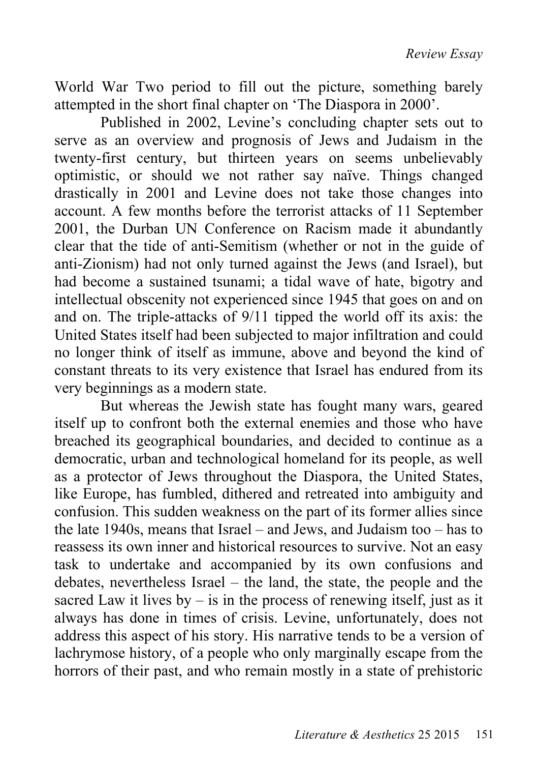World War Two period to fill out the picture, something barely attempted in the short final chapter on 'The Diaspora in 2000'.

Published in 2002, Levine's concluding chapter sets out to serve as an overview and prognosis of Jews and Judaism in the twenty-first century, but thirteen years on seems unbelievably optimistic, or should we not rather say naïve. Things changed drastically in 2001 and Levine does not take those changes into account. A few months before the terrorist attacks of 11 September 2001, the Durban UN Conference on Racism made it abundantly clear that the tide of anti-Semitism (whether or not in the guide of anti-Zionism) had not only turned against the Jews (and Israel), but had become a sustained tsunami; a tidal wave of hate, bigotry and intellectual obscenity not experienced since 1945 that goes on and on and on. The triple-attacks of 9/11 tipped the world off its axis: the United States itself had been subjected to major infiltration and could no longer think of itself as immune, above and beyond the kind of constant threats to its very existence that Israel has endured from its very beginnings as a modern state.

But whereas the Jewish state has fought many wars, geared itself up to confront both the external enemies and those who have breached its geographical boundaries, and decided to continue as a democratic, urban and technological homeland for its people, as well as a protector of Jews throughout the Diaspora, the United States, like Europe, has fumbled, dithered and retreated into ambiguity and confusion. This sudden weakness on the part of its former allies since the late 1940s, means that Israel – and Jews, and Judaism too – has to reassess its own inner and historical resources to survive. Not an easy task to undertake and accompanied by its own confusions and debates, nevertheless Israel – the land, the state, the people and the sacred Law it lives by – is in the process of renewing itself, just as it always has done in times of crisis. Levine, unfortunately, does not address this aspect of his story. His narrative tends to be a version of lachrymose history, of a people who only marginally escape from the horrors of their past, and who remain mostly in a state of prehistoric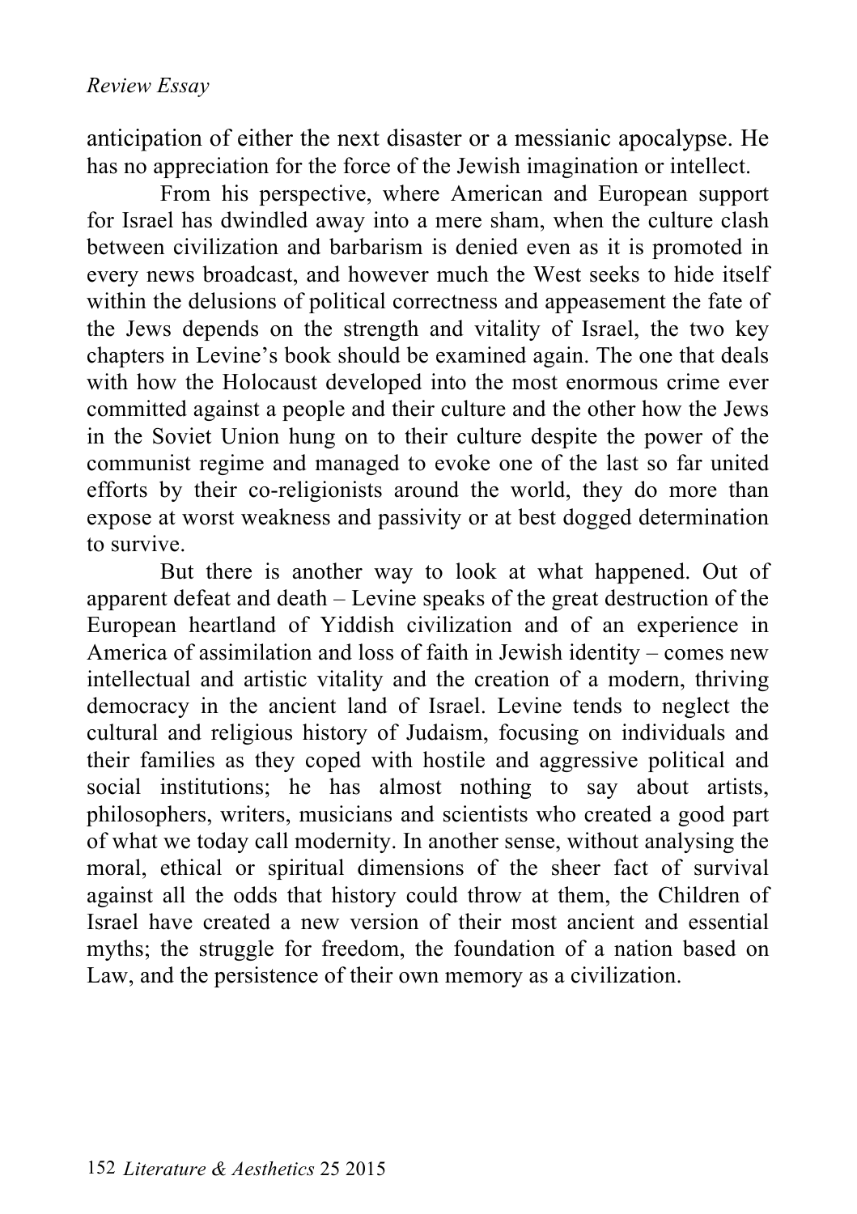anticipation of either the next disaster or a messianic apocalypse. He has no appreciation for the force of the Jewish imagination or intellect.

From his perspective, where American and European support for Israel has dwindled away into a mere sham, when the culture clash between civilization and barbarism is denied even as it is promoted in every news broadcast, and however much the West seeks to hide itself within the delusions of political correctness and appeasement the fate of the Jews depends on the strength and vitality of Israel, the two key chapters in Levine's book should be examined again. The one that deals with how the Holocaust developed into the most enormous crime ever committed against a people and their culture and the other how the Jews in the Soviet Union hung on to their culture despite the power of the communist regime and managed to evoke one of the last so far united efforts by their co-religionists around the world, they do more than expose at worst weakness and passivity or at best dogged determination to survive.

But there is another way to look at what happened. Out of apparent defeat and death – Levine speaks of the great destruction of the European heartland of Yiddish civilization and of an experience in America of assimilation and loss of faith in Jewish identity – comes new intellectual and artistic vitality and the creation of a modern, thriving democracy in the ancient land of Israel. Levine tends to neglect the cultural and religious history of Judaism, focusing on individuals and their families as they coped with hostile and aggressive political and social institutions; he has almost nothing to say about artists, philosophers, writers, musicians and scientists who created a good part of what we today call modernity. In another sense, without analysing the moral, ethical or spiritual dimensions of the sheer fact of survival against all the odds that history could throw at them, the Children of Israel have created a new version of their most ancient and essential myths; the struggle for freedom, the foundation of a nation based on Law, and the persistence of their own memory as a civilization.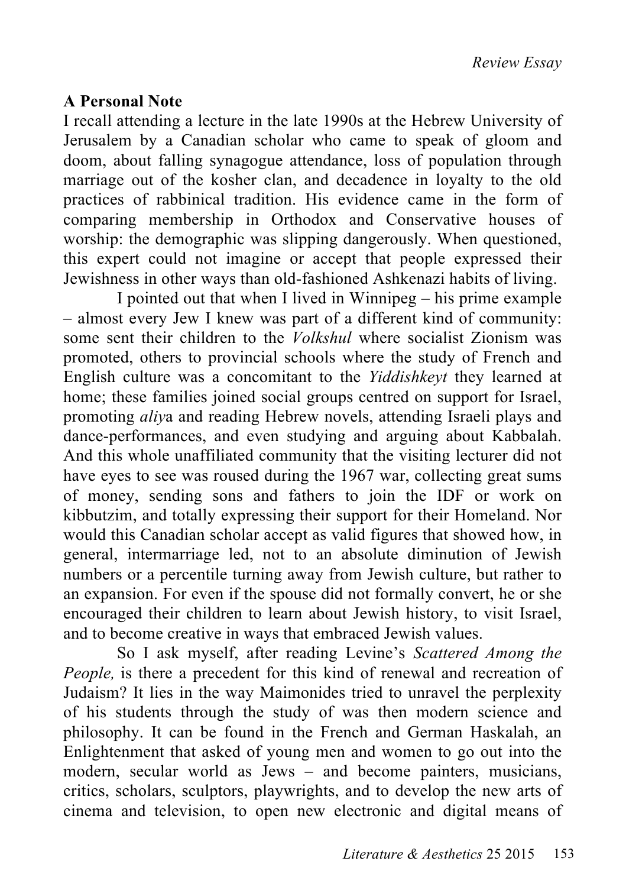## A Personal Note

I recall attending a lecture in the late 1990s at the Hebrew University of Jerusalem by a Canadian scholar who came to speak of gloom and doom, about falling synagogue attendance, loss of population through marriage out of the kosher clan, and decadence in loyalty to the old practices of rabbinical tradition. His evidence came in the form of comparing membership in Orthodox and Conservative houses of worship: the demographic was slipping dangerously. When questioned, this expert could not imagine or accept that people expressed their Jewishness in other ways than old-fashioned Ashkenazi habits of living.

I pointed out that when I lived in Winnipeg – his prime example – almost every Jew I knew was part of a different kind of community: some sent their children to the *Volkshul* where socialist Zionism was promoted, others to provincial schools where the study of French and English culture was a concomitant to the *Yiddishkeyt* they learned at home; these families joined social groups centred on support for Israel, promoting *aliy*a and reading Hebrew novels, attending Israeli plays and dance-performances, and even studying and arguing about Kabbalah. And this whole unaffiliated community that the visiting lecturer did not have eyes to see was roused during the 1967 war, collecting great sums of money, sending sons and fathers to join the IDF or work on kibbutzim, and totally expressing their support for their Homeland. Nor would this Canadian scholar accept as valid figures that showed how, in general, intermarriage led, not to an absolute diminution of Jewish numbers or a percentile turning away from Jewish culture, but rather to an expansion. For even if the spouse did not formally convert, he or she encouraged their children to learn about Jewish history, to visit Israel, and to become creative in ways that embraced Jewish values.

So I ask myself, after reading Levine's *Scattered Among the People,* is there a precedent for this kind of renewal and recreation of Judaism? It lies in the way Maimonides tried to unravel the perplexity of his students through the study of was then modern science and philosophy. It can be found in the French and German Haskalah, an Enlightenment that asked of young men and women to go out into the modern, secular world as Jews – and become painters, musicians, critics, scholars, sculptors, playwrights, and to develop the new arts of cinema and television, to open new electronic and digital means of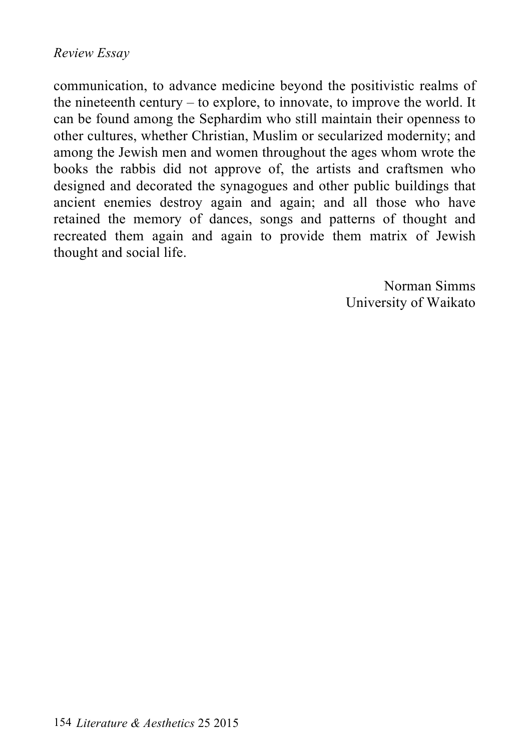communication, to advance medicine beyond the positivistic realms of the nineteenth century – to explore, to innovate, to improve the world. It can be found among the Sephardim who still maintain their openness to other cultures, whether Christian, Muslim or secularized modernity; and among the Jewish men and women throughout the ages whom wrote the books the rabbis did not approve of, the artists and craftsmen who designed and decorated the synagogues and other public buildings that ancient enemies destroy again and again; and all those who have retained the memory of dances, songs and patterns of thought and recreated them again and again to provide them matrix of Jewish thought and social life.

Norman Simms  
University of Waikato